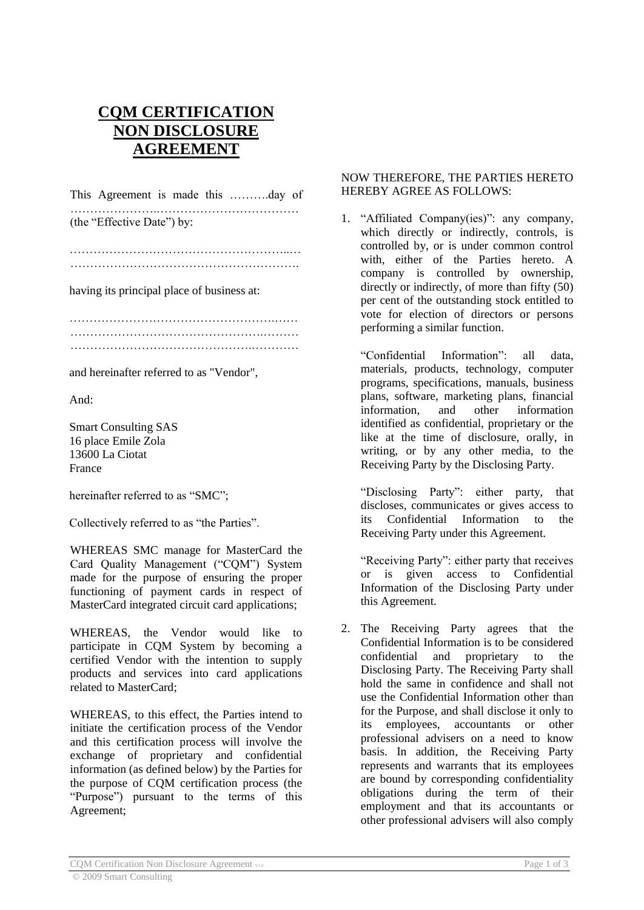# CQM CERTIFICATION NON DISCLOSURE AGREEMENT

This Agreement is made this ……….day of ………………….……………………………… (the "Effective Date") by:

………………………………………………..… ………………………………………………….

having its principal place of business at:

………………………………………….…… ………………………………………….……… …………………………………….…………

and hereinafter referred to as "Vendor",

And:

Smart Consulting SAS
16 place Emile Zola
13600 La Ciotat
France

hereinafter referred to as "SMC";

Collectively referred to as "the Parties".

WHEREAS SMC manage for MasterCard the Card Quality Management ("CQM") System made for the purpose of ensuring the proper functioning of payment cards in respect of MasterCard integrated circuit card applications;

WHEREAS, the Vendor would like to participate in CQM System by becoming a certified Vendor with the intention to supply products and services into card applications related to MasterCard;

WHEREAS, to this effect, the Parties intend to initiate the certification process of the Vendor and this certification process will involve the exchange of proprietary and confidential information (as defined below) by the Parties for the purpose of CQM certification process (the "Purpose") pursuant to the terms of this Agreement;

NOW THEREFORE, THE PARTIES HERETO HEREBY AGREE AS FOLLOWS:

1. "Affiliated Company(ies)": any company, which directly or indirectly, controls, is controlled by, or is under common control with, either of the Parties hereto. A company is controlled by ownership, directly or indirectly, of more than fifty (50) per cent of the outstanding stock entitled to vote for election of directors or persons performing a similar function.

   "Confidential Information": all data, materials, products, technology, computer programs, specifications, manuals, business plans, software, marketing plans, financial information, and other information identified as confidential, proprietary or the like at the time of disclosure, orally, in writing, or by any other media, to the Receiving Party by the Disclosing Party.

   "Disclosing Party": either party, that discloses, communicates or gives access to its Confidential Information to the Receiving Party under this Agreement.

   "Receiving Party": either party that receives or is given access to Confidential Information of the Disclosing Party under this Agreement.

2. The Receiving Party agrees that the Confidential Information is to be considered confidential and proprietary to the Disclosing Party. The Receiving Party shall hold the same in confidence and shall not use the Confidential Information other than for the Purpose, and shall disclose it only to its employees, accountants or other professional advisers on a need to know basis. In addition, the Receiving Party represents and warrants that its employees are bound by corresponding confidentiality obligations during the term of their employment and that its accountants or other professional advisers will also comply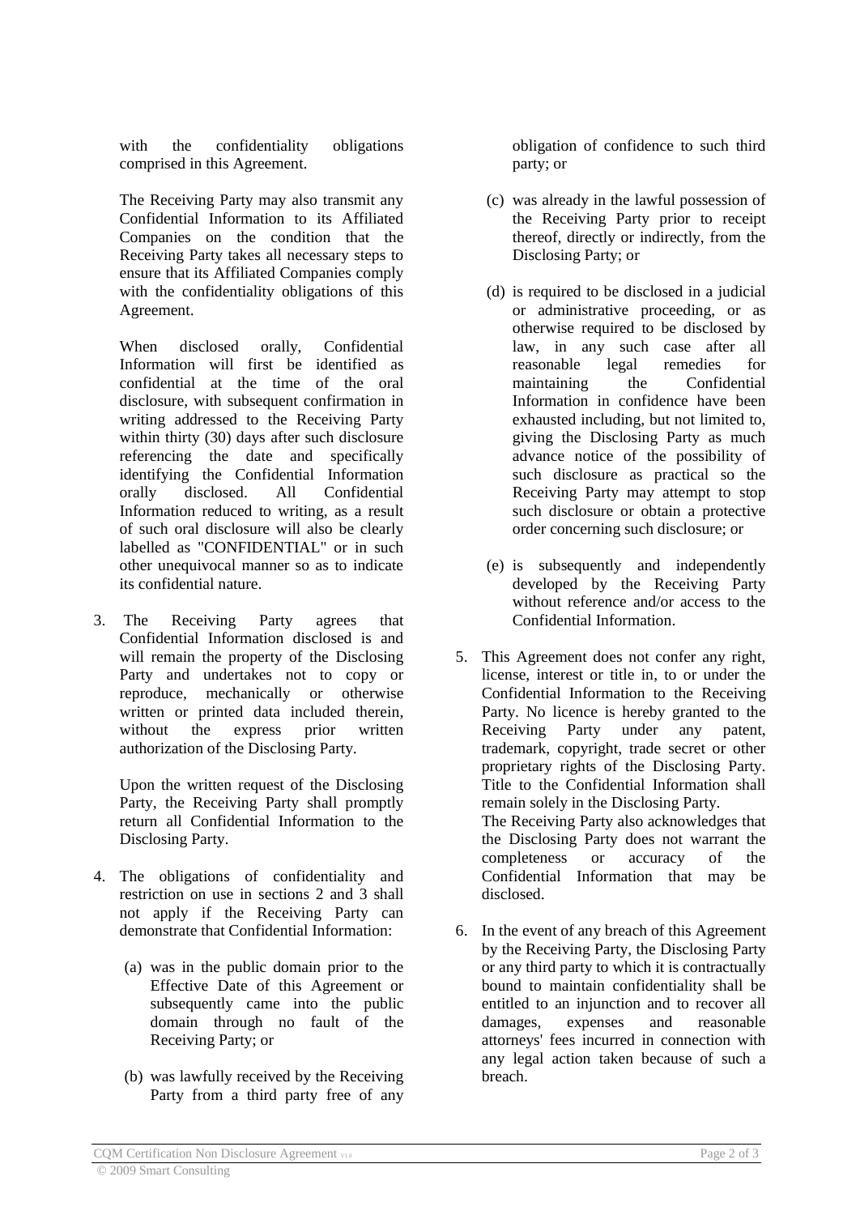with the confidentiality obligations comprised in this Agreement.

The Receiving Party may also transmit any Confidential Information to its Affiliated Companies on the condition that the Receiving Party takes all necessary steps to ensure that its Affiliated Companies comply with the confidentiality obligations of this Agreement.

When disclosed orally, Confidential Information will first be identified as confidential at the time of the oral disclosure, with subsequent confirmation in writing addressed to the Receiving Party within thirty (30) days after such disclosure referencing the date and specifically identifying the Confidential Information orally disclosed. All Confidential Information reduced to writing, as a result of such oral disclosure will also be clearly labelled as "CONFIDENTIAL" or in such other unequivocal manner so as to indicate its confidential nature.

3. The Receiving Party agrees that Confidential Information disclosed is and will remain the property of the Disclosing Party and undertakes not to copy or reproduce, mechanically or otherwise written or printed data included therein, without the express prior written authorization of the Disclosing Party.

   Upon the written request of the Disclosing Party, the Receiving Party shall promptly return all Confidential Information to the Disclosing Party.

4. The obligations of confidentiality and restriction on use in sections 2 and 3 shall not apply if the Receiving Party can demonstrate that Confidential Information:

   (a) was in the public domain prior to the Effective Date of this Agreement or subsequently came into the public domain through no fault of the Receiving Party; or

   (b) was lawfully received by the Receiving Party from a third party free of any obligation of confidence to such third party; or

   (c) was already in the lawful possession of the Receiving Party prior to receipt thereof, directly or indirectly, from the Disclosing Party; or

   (d) is required to be disclosed in a judicial or administrative proceeding, or as otherwise required to be disclosed by law, in any such case after all reasonable legal remedies for maintaining the Confidential Information in confidence have been exhausted including, but not limited to, giving the Disclosing Party as much advance notice of the possibility of such disclosure as practical so the Receiving Party may attempt to stop such disclosure or obtain a protective order concerning such disclosure; or

   (e) is subsequently and independently developed by the Receiving Party without reference and/or access to the Confidential Information.

5. This Agreement does not confer any right, license, interest or title in, to or under the Confidential Information to the Receiving Party. No licence is hereby granted to the Receiving Party under any patent, trademark, copyright, trade secret or other proprietary rights of the Disclosing Party. Title to the Confidential Information shall remain solely in the Disclosing Party.
   The Receiving Party also acknowledges that the Disclosing Party does not warrant the completeness or accuracy of the Confidential Information that may be disclosed.

6. In the event of any breach of this Agreement by the Receiving Party, the Disclosing Party or any third party to which it is contractually bound to maintain confidentiality shall be entitled to an injunction and to recover all damages, expenses and reasonable attorneys' fees incurred in connection with any legal action taken because of such a breach.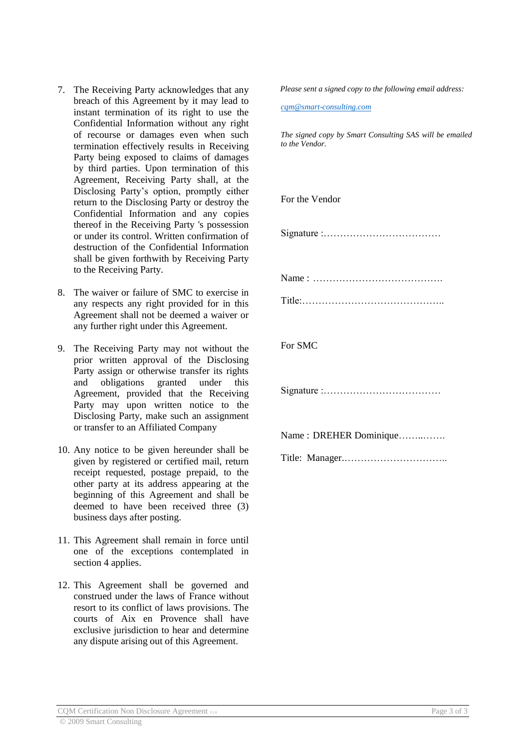7. The Receiving Party acknowledges that any breach of this Agreement by it may lead to instant termination of its right to use the Confidential Information without any right of recourse or damages even when such termination effectively results in Receiving Party being exposed to claims of damages by third parties. Upon termination of this Agreement, Receiving Party shall, at the Disclosing Party's option, promptly either return to the Disclosing Party or destroy the Confidential Information and any copies thereof in the Receiving Party 's possession or under its control. Written confirmation of destruction of the Confidential Information shall be given forthwith by Receiving Party to the Receiving Party.

8. The waiver or failure of SMC to exercise in any respects any right provided for in this Agreement shall not be deemed a waiver or any further right under this Agreement.

9. The Receiving Party may not without the prior written approval of the Disclosing Party assign or otherwise transfer its rights and obligations granted under this Agreement, provided that the Receiving Party may upon written notice to the Disclosing Party, make such an assignment or transfer to an Affiliated Company

10. Any notice to be given hereunder shall be given by registered or certified mail, return receipt requested, postage prepaid, to the other party at its address appearing at the beginning of this Agreement and shall be deemed to have been received three (3) business days after posting.

11. This Agreement shall remain in force until one of the exceptions contemplated in section 4 applies.

12. This Agreement shall be governed and construed under the laws of France without resort to its conflict of laws provisions. The courts of Aix en Provence shall have exclusive jurisdiction to hear and determine any dispute arising out of this Agreement.

*Please sent a signed copy to the following email address:*

*cqm@smart-consulting.com*

*The signed copy by Smart Consulting SAS will be emailed to the Vendor.*

For the Vendor

Signature :………………………………

Name : ………………………………….

Title:……………………………………..

For SMC

Signature :………………………………

Name : DREHER Dominique……..…….

Title: Manager.…………………………..